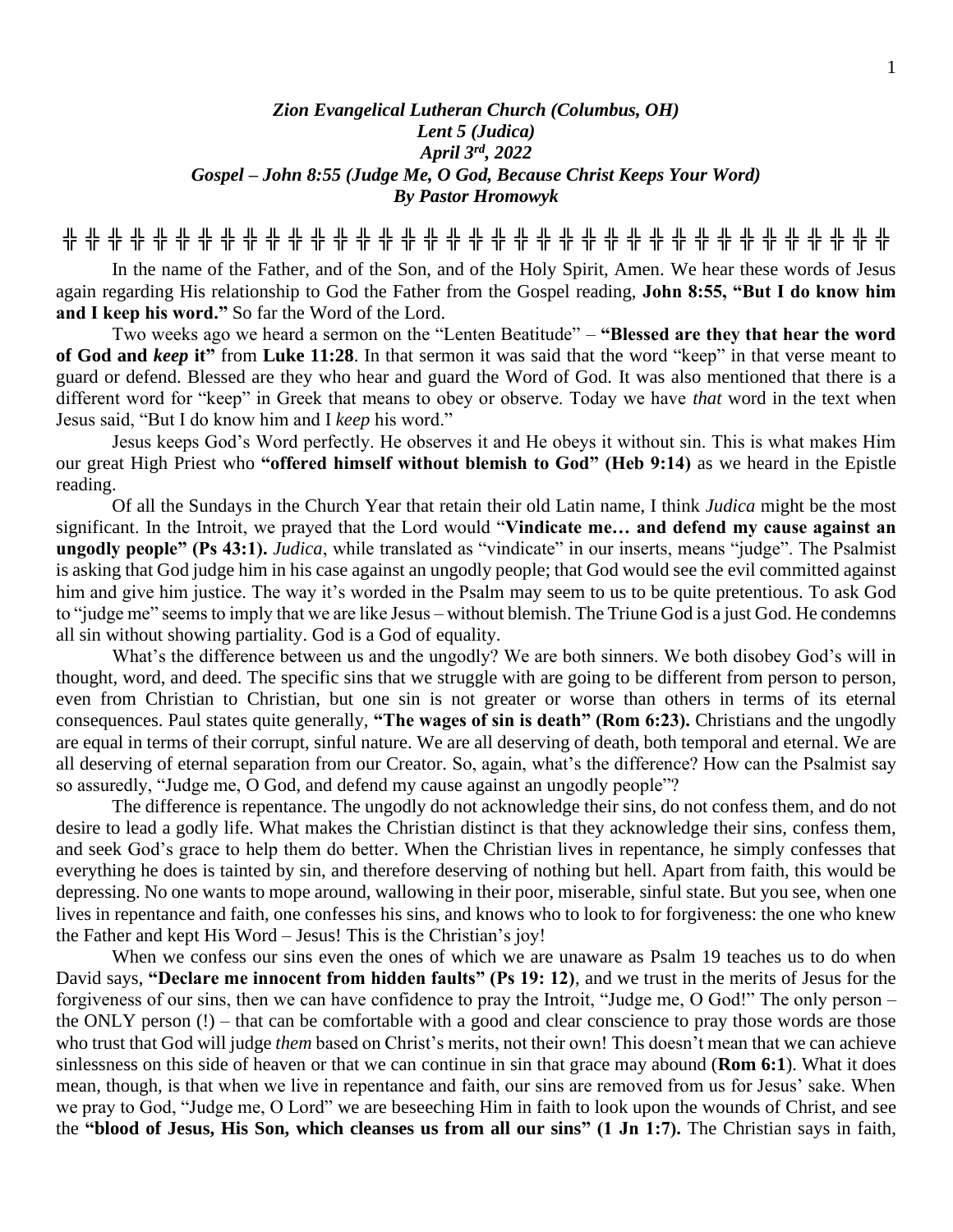***Zion Evangelical Lutheran Church (Columbus, OH)***
***Lent 5 (Judica)***
***April 3rd, 2022***
***Gospel – John 8:55 (Judge Me, O God, Because Christ Keeps Your Word)***
***By Pastor Hromowyk***

╬ ╬ ╬ ╬ ╬ ╬ ╬ ╬ ╬ ╬ ╬ ╬ ╬ ╬ ╬ ╬ ╬ ╬ ╬ ╬ ╬ ╬ ╬ ╬ ╬ ╬ ╬ ╬ ╬ ╬ ╬ ╬ ╬ ╬ ╬ ╬ ╬ ╬ ╬ ╬ ╬

In the name of the Father, and of the Son, and of the Holy Spirit, Amen. We hear these words of Jesus again regarding His relationship to God the Father from the Gospel reading, **John 8:55, "But I do know him and I keep his word."** So far the Word of the Lord.

Two weeks ago we heard a sermon on the "Lenten Beatitude" – **"Blessed are they that hear the word of God and *keep* it"** from **Luke 11:28**. In that sermon it was said that the word "keep" in that verse meant to guard or defend. Blessed are they who hear and guard the Word of God. It was also mentioned that there is a different word for "keep" in Greek that means to obey or observe. Today we have *that* word in the text when Jesus said, "But I do know him and I *keep* his word."

Jesus keeps God's Word perfectly. He observes it and He obeys it without sin. This is what makes Him our great High Priest who **"offered himself without blemish to God" (Heb 9:14)** as we heard in the Epistle reading.

Of all the Sundays in the Church Year that retain their old Latin name, I think *Judica* might be the most significant. In the Introit, we prayed that the Lord would "**Vindicate me… and defend my cause against an ungodly people" (Ps 43:1).** *Judica*, while translated as "vindicate" in our inserts, means "judge". The Psalmist is asking that God judge him in his case against an ungodly people; that God would see the evil committed against him and give him justice. The way it's worded in the Psalm may seem to us to be quite pretentious. To ask God to "judge me" seems to imply that we are like Jesus – without blemish. The Triune God is a just God. He condemns all sin without showing partiality. God is a God of equality.

What's the difference between us and the ungodly? We are both sinners. We both disobey God's will in thought, word, and deed. The specific sins that we struggle with are going to be different from person to person, even from Christian to Christian, but one sin is not greater or worse than others in terms of its eternal consequences. Paul states quite generally, **"The wages of sin is death" (Rom 6:23).** Christians and the ungodly are equal in terms of their corrupt, sinful nature. We are all deserving of death, both temporal and eternal. We are all deserving of eternal separation from our Creator. So, again, what's the difference? How can the Psalmist say so assuredly, "Judge me, O God, and defend my cause against an ungodly people"?

The difference is repentance. The ungodly do not acknowledge their sins, do not confess them, and do not desire to lead a godly life. What makes the Christian distinct is that they acknowledge their sins, confess them, and seek God's grace to help them do better. When the Christian lives in repentance, he simply confesses that everything he does is tainted by sin, and therefore deserving of nothing but hell. Apart from faith, this would be depressing. No one wants to mope around, wallowing in their poor, miserable, sinful state. But you see, when one lives in repentance and faith, one confesses his sins, and knows who to look to for forgiveness: the one who knew the Father and kept His Word – Jesus! This is the Christian's joy!

When we confess our sins even the ones of which we are unaware as Psalm 19 teaches us to do when David says, **"Declare me innocent from hidden faults" (Ps 19: 12)**, and we trust in the merits of Jesus for the forgiveness of our sins, then we can have confidence to pray the Introit, "Judge me, O God!" The only person – the ONLY person (!) – that can be comfortable with a good and clear conscience to pray those words are those who trust that God will judge *them* based on Christ's merits, not their own! This doesn't mean that we can achieve sinlessness on this side of heaven or that we can continue in sin that grace may abound (**Rom 6:1**). What it does mean, though, is that when we live in repentance and faith, our sins are removed from us for Jesus' sake. When we pray to God, "Judge me, O Lord" we are beseeching Him in faith to look upon the wounds of Christ, and see the **"blood of Jesus, His Son, which cleanses us from all our sins" (1 Jn 1:7).** The Christian says in faith,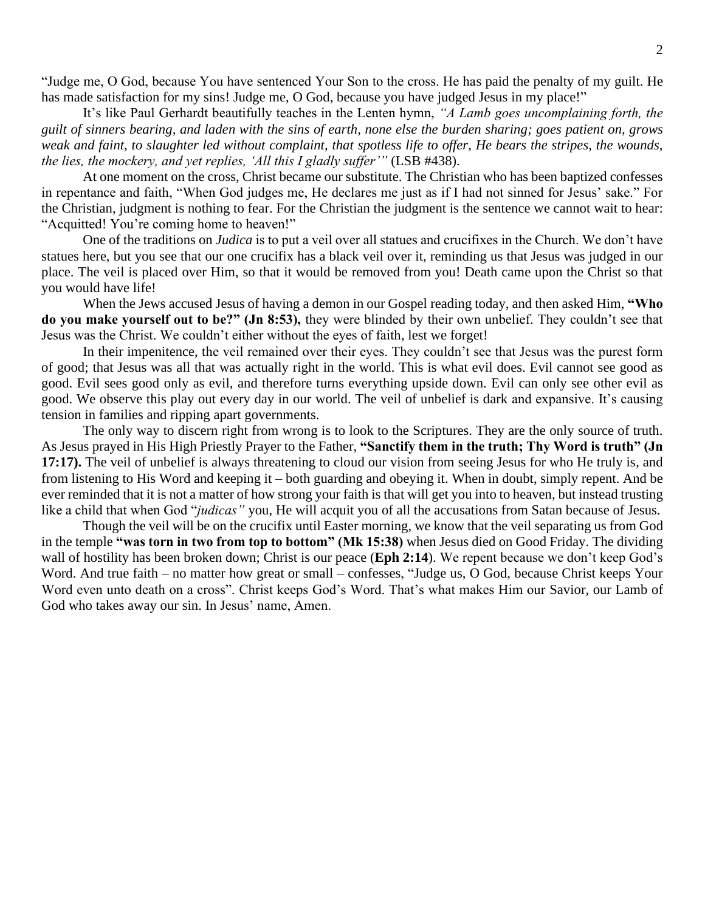"Judge me, O God, because You have sentenced Your Son to the cross. He has paid the penalty of my guilt. He has made satisfaction for my sins! Judge me, O God, because you have judged Jesus in my place!"

It's like Paul Gerhardt beautifully teaches in the Lenten hymn, *"A Lamb goes uncomplaining forth, the guilt of sinners bearing, and laden with the sins of earth, none else the burden sharing; goes patient on, grows weak and faint, to slaughter led without complaint, that spotless life to offer, He bears the stripes, the wounds, the lies, the mockery, and yet replies, 'All this I gladly suffer'"* (LSB #438).

At one moment on the cross, Christ became our substitute. The Christian who has been baptized confesses in repentance and faith, "When God judges me, He declares me just as if I had not sinned for Jesus' sake." For the Christian, judgment is nothing to fear. For the Christian the judgment is the sentence we cannot wait to hear: "Acquitted! You're coming home to heaven!"

One of the traditions on *Judica* is to put a veil over all statues and crucifixes in the Church. We don't have statues here, but you see that our one crucifix has a black veil over it, reminding us that Jesus was judged in our place. The veil is placed over Him, so that it would be removed from you! Death came upon the Christ so that you would have life!

When the Jews accused Jesus of having a demon in our Gospel reading today, and then asked Him, **"Who do you make yourself out to be?" (Jn 8:53),** they were blinded by their own unbelief. They couldn't see that Jesus was the Christ. We couldn't either without the eyes of faith, lest we forget!

In their impenitence, the veil remained over their eyes. They couldn't see that Jesus was the purest form of good; that Jesus was all that was actually right in the world. This is what evil does. Evil cannot see good as good. Evil sees good only as evil, and therefore turns everything upside down. Evil can only see other evil as good. We observe this play out every day in our world. The veil of unbelief is dark and expansive. It's causing tension in families and ripping apart governments.

The only way to discern right from wrong is to look to the Scriptures. They are the only source of truth. As Jesus prayed in His High Priestly Prayer to the Father, **"Sanctify them in the truth; Thy Word is truth" (Jn 17:17).** The veil of unbelief is always threatening to cloud our vision from seeing Jesus for who He truly is, and from listening to His Word and keeping it – both guarding and obeying it. When in doubt, simply repent. And be ever reminded that it is not a matter of how strong your faith is that will get you into to heaven, but instead trusting like a child that when God "*judicas"* you, He will acquit you of all the accusations from Satan because of Jesus.

Though the veil will be on the crucifix until Easter morning, we know that the veil separating us from God in the temple **"was torn in two from top to bottom" (Mk 15:38)** when Jesus died on Good Friday. The dividing wall of hostility has been broken down; Christ is our peace (**Eph 2:14**). We repent because we don't keep God's Word. And true faith – no matter how great or small – confesses, "Judge us, O God, because Christ keeps Your Word even unto death on a cross". Christ keeps God's Word. That's what makes Him our Savior, our Lamb of God who takes away our sin. In Jesus' name, Amen.